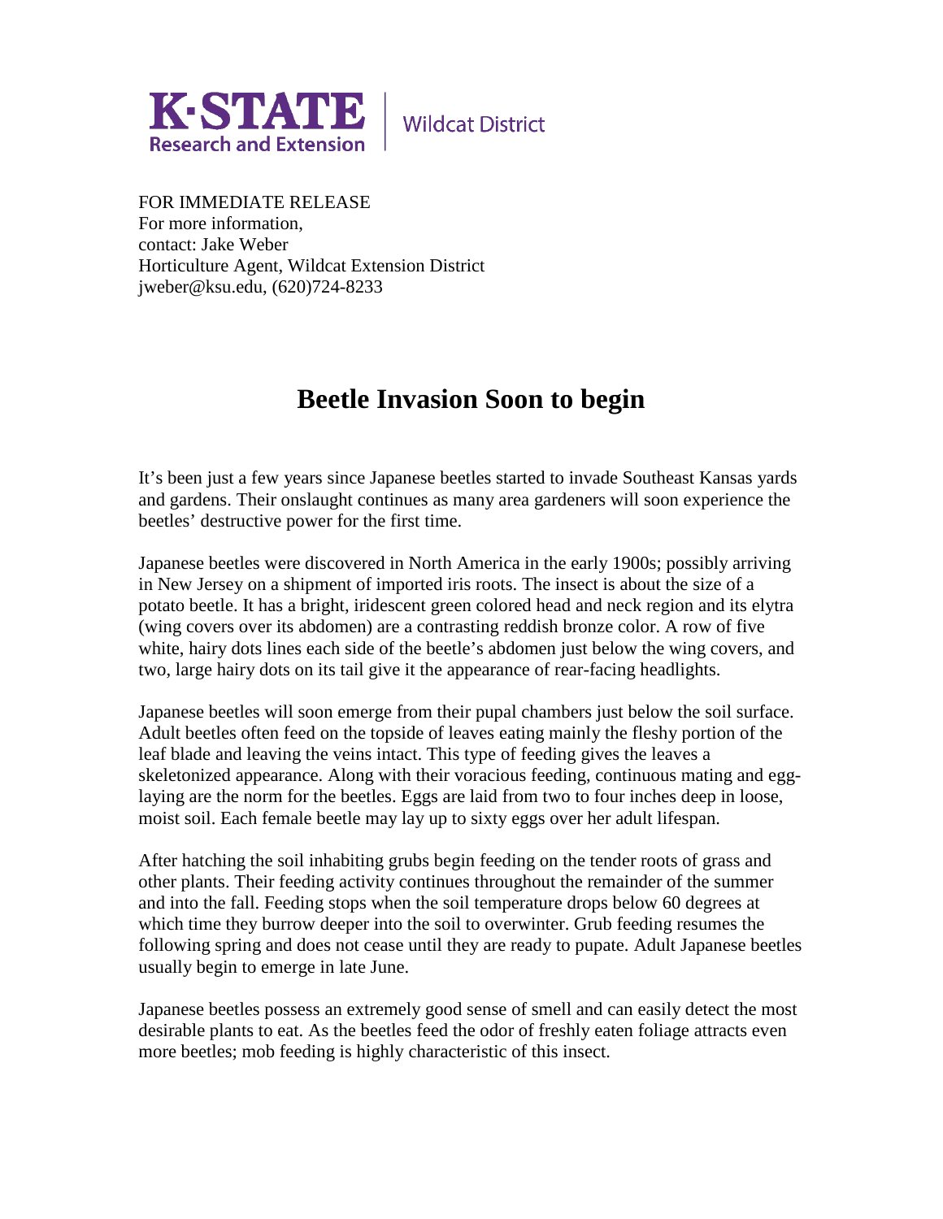K·STATE Research and Extension | Wildcat District

FOR IMMEDIATE RELEASE
For more information,
contact: Jake Weber
Horticulture Agent, Wildcat Extension District
jweber@ksu.edu, (620)724-8233

# Beetle Invasion Soon to begin

It's been just a few years since Japanese beetles started to invade Southeast Kansas yards and gardens. Their onslaught continues as many area gardeners will soon experience the beetles' destructive power for the first time.

Japanese beetles were discovered in North America in the early 1900s; possibly arriving in New Jersey on a shipment of imported iris roots. The insect is about the size of a potato beetle. It has a bright, iridescent green colored head and neck region and its elytra (wing covers over its abdomen) are a contrasting reddish bronze color. A row of five white, hairy dots lines each side of the beetle's abdomen just below the wing covers, and two, large hairy dots on its tail give it the appearance of rear-facing headlights.

Japanese beetles will soon emerge from their pupal chambers just below the soil surface. Adult beetles often feed on the topside of leaves eating mainly the fleshy portion of the leaf blade and leaving the veins intact. This type of feeding gives the leaves a skeletonized appearance. Along with their voracious feeding, continuous mating and egg-laying are the norm for the beetles. Eggs are laid from two to four inches deep in loose, moist soil. Each female beetle may lay up to sixty eggs over her adult lifespan.

After hatching the soil inhabiting grubs begin feeding on the tender roots of grass and other plants. Their feeding activity continues throughout the remainder of the summer and into the fall. Feeding stops when the soil temperature drops below 60 degrees at which time they burrow deeper into the soil to overwinter. Grub feeding resumes the following spring and does not cease until they are ready to pupate. Adult Japanese beetles usually begin to emerge in late June.

Japanese beetles possess an extremely good sense of smell and can easily detect the most desirable plants to eat. As the beetles feed the odor of freshly eaten foliage attracts even more beetles; mob feeding is highly characteristic of this insect.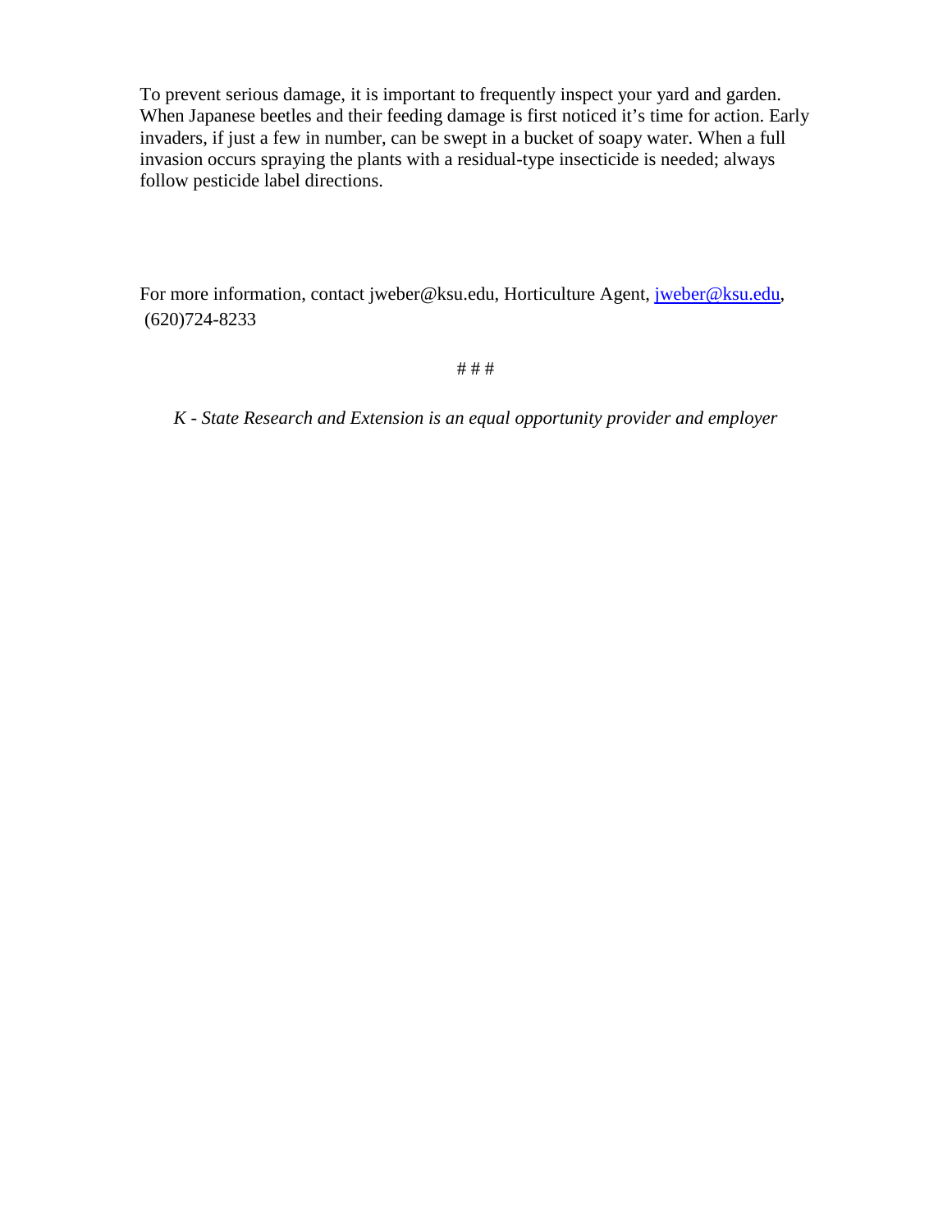To prevent serious damage, it is important to frequently inspect your yard and garden. When Japanese beetles and their feeding damage is first noticed it's time for action. Early invaders, if just a few in number, can be swept in a bucket of soapy water. When a full invasion occurs spraying the plants with a residual-type insecticide is needed; always follow pesticide label directions.

For more information, contact jweber@ksu.edu, Horticulture Agent, jweber@ksu.edu, (620)724-8233

# # #

*K - State Research and Extension is an equal opportunity provider and employer*